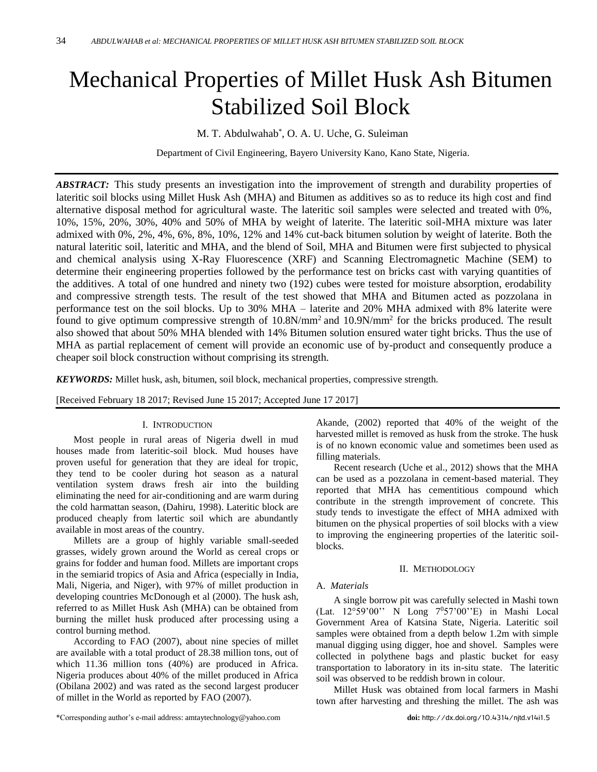# Mechanical Properties of Millet Husk Ash Bitumen Stabilized Soil Block

M. T. Abdulwahab*, O. A. U. Uche, G. Suleiman

Department of Civil Engineering, Bayero University Kano, Kano State, Nigeria.

***ABSTRACT:*** This study presents an investigation into the improvement of strength and durability properties of lateritic soil blocks using Millet Husk Ash (MHA) and Bitumen as additives so as to reduce its high cost and find alternative disposal method for agricultural waste. The lateritic soil samples were selected and treated with 0%, 10%, 15%, 20%, 30%, 40% and 50% of MHA by weight of laterite. The lateritic soil-MHA mixture was later admixed with 0%, 2%, 4%, 6%, 8%, 10%, 12% and 14% cut-back bitumen solution by weight of laterite. Both the natural lateritic soil, lateritic and MHA, and the blend of Soil, MHA and Bitumen were first subjected to physical and chemical analysis using X-Ray Fluorescence (XRF) and Scanning Electromagnetic Machine (SEM) to determine their engineering properties followed by the performance test on bricks cast with varying quantities of the additives. A total of one hundred and ninety two (192) cubes were tested for moisture absorption, erodability and compressive strength tests. The result of the test showed that MHA and Bitumen acted as pozzolana in performance test on the soil blocks. Up to 30% MHA – laterite and 20% MHA admixed with 8% laterite were found to give optimum compressive strength of 10.8N/mm$^2$ and 10.9N/mm$^2$ for the bricks produced. The result also showed that about 50% MHA blended with 14% Bitumen solution ensured water tight bricks. Thus the use of MHA as partial replacement of cement will provide an economic use of by-product and consequently produce a cheaper soil block construction without comprising its strength.

***KEYWORDS:*** Millet husk, ash, bitumen, soil block, mechanical properties, compressive strength.

[Received February 18 2017; Revised June 15 2017; Accepted June 17 2017]

## I. Introduction

Most people in rural areas of Nigeria dwell in mud houses made from lateritic-soil block. Mud houses have proven useful for generation that they are ideal for tropic, they tend to be cooler during hot season as a natural ventilation system draws fresh air into the building eliminating the need for air-conditioning and are warm during the cold harmattan season, (Dahiru, 1998). Lateritic block are produced cheaply from latertic soil which are abundantly available in most areas of the country.

Millets are a group of highly variable small-seeded grasses, widely grown around the World as cereal crops or grains for fodder and human food. Millets are important crops in the semiarid tropics of Asia and Africa (especially in India, Mali, Nigeria, and Niger), with 97% of millet production in developing countries McDonough et al (2000). The husk ash, referred to as Millet Husk Ash (MHA) can be obtained from burning the millet husk produced after processing using a control burning method.

According to FAO (2007), about nine species of millet are available with a total product of 28.38 million tons, out of which 11.36 million tons (40%) are produced in Africa. Nigeria produces about 40% of the millet produced in Africa (Obilana 2002) and was rated as the second largest producer of millet in the World as reported by FAO (2007).

Akande, (2002) reported that 40% of the weight of the harvested millet is removed as husk from the stroke. The husk is of no known economic value and sometimes been used as filling materials.

Recent research (Uche et al., 2012) shows that the MHA can be used as a pozzolana in cement-based material. They reported that MHA has cementitious compound which contribute in the strength improvement of concrete. This study tends to investigate the effect of MHA admixed with bitumen on the physical properties of soil blocks with a view to improving the engineering properties of the lateritic soil-blocks.

## II. Methodology

### A. *Materials*

A single borrow pit was carefully selected in Mashi town (Lat. 12°59'00'' N Long 7$^0$57'00''E) in Mashi Local Government Area of Katsina State, Nigeria. Lateritic soil samples were obtained from a depth below 1.2m with simple manual digging using digger, hoe and shovel. Samples were collected in polythene bags and plastic bucket for easy transportation to laboratory in its in-situ state. The lateritic soil was observed to be reddish brown in colour.

Millet Husk was obtained from local farmers in Mashi town after harvesting and threshing the millet. The ash was

*Corresponding author's e-mail address: amtaytechnology@yahoo.com

**doi:** http://dx.doi.org/10.4314/njtd.v14i1.5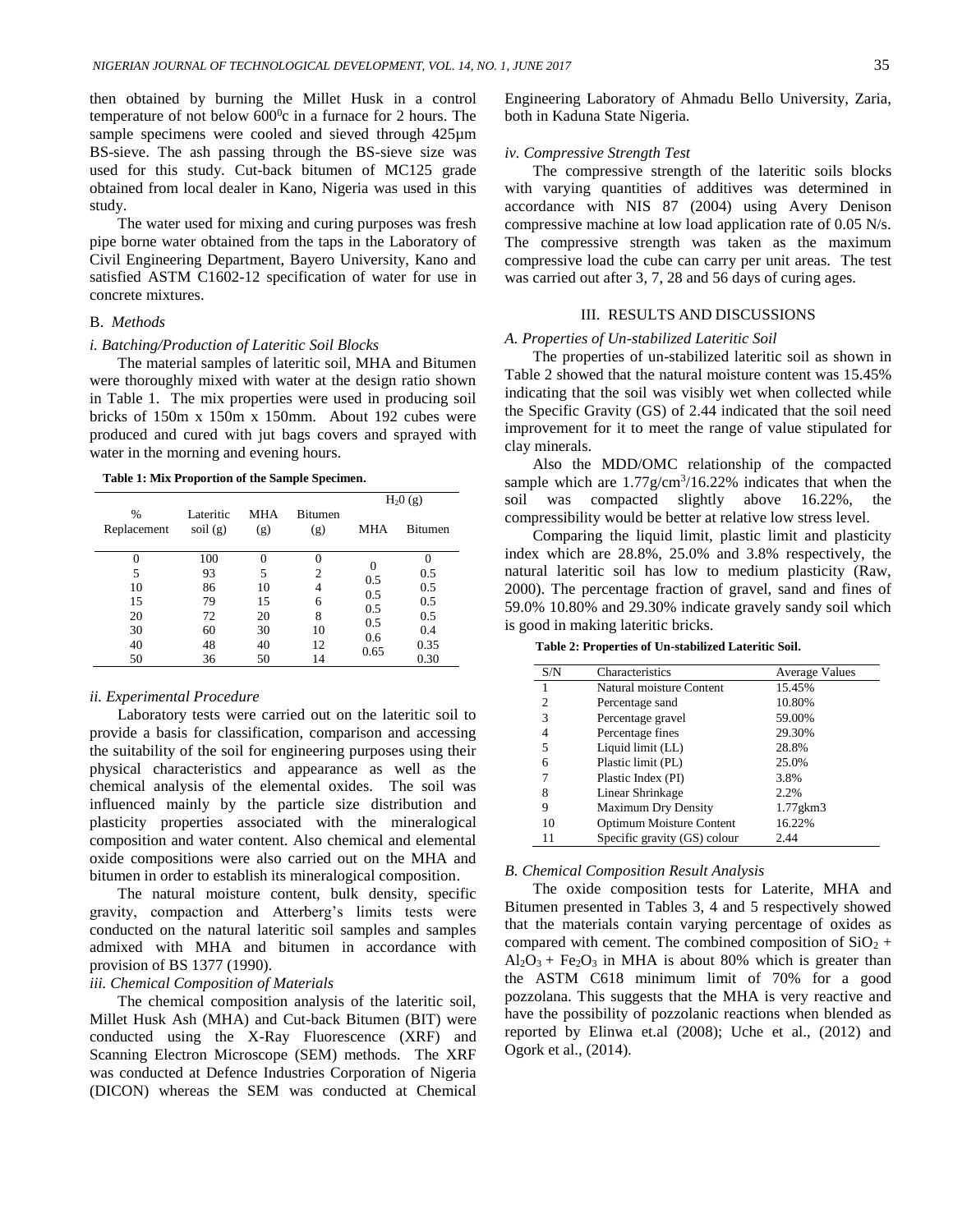then obtained by burning the Millet Husk in a control temperature of not below $600^0$c in a furnace for 2 hours. The sample specimens were cooled and sieved through 425µm BS-sieve. The ash passing through the BS-sieve size was used for this study. Cut-back bitumen of MC125 grade obtained from local dealer in Kano, Nigeria was used in this study.

The water used for mixing and curing purposes was fresh pipe borne water obtained from the taps in the Laboratory of Civil Engineering Department, Bayero University, Kano and satisfied ASTM C1602-12 specification of water for use in concrete mixtures.

## B. *Methods*

### *i. Batching/Production of Lateritic Soil Blocks*

The material samples of lateritic soil, MHA and Bitumen were thoroughly mixed with water at the design ratio shown in Table 1. The mix properties were used in producing soil bricks of 150m x 150m x 150mm. About 192 cubes were produced and cured with jut bags covers and sprayed with water in the morning and evening hours.

**Table 1: Mix Proportion of the Sample Specimen.**

| % Replacement | Lateritic soil (g) | MHA (g) | Bitumen (g) | $H_2O$ (g) | |
|---|---|---|---|---|---|
| | | | | MHA | Bitumen |
| 0 | 100 | 0 | 0 | 0 | 0 |
| 5 | 93 | 5 | 2 | 0.5 | 0.5 |
| 10 | 86 | 10 | 4 | 0.5 | 0.5 |
| 15 | 79 | 15 | 6 | 0.5 | 0.5 |
| 20 | 72 | 20 | 8 | 0.5 | 0.5 |
| 30 | 60 | 30 | 10 | 0.5 | 0.4 |
| 40 | 48 | 40 | 12 | 0.6 | 0.35 |
| 50 | 36 | 50 | 14 | 0.65 | 0.30 |

### *ii. Experimental Procedure*

Laboratory tests were carried out on the lateritic soil to provide a basis for classification, comparison and accessing the suitability of the soil for engineering purposes using their physical characteristics and appearance as well as the chemical analysis of the elemental oxides. The soil was influenced mainly by the particle size distribution and plasticity properties associated with the mineralogical composition and water content. Also chemical and elemental oxide compositions were also carried out on the MHA and bitumen in order to establish its mineralogical composition.

The natural moisture content, bulk density, specific gravity, compaction and Atterberg's limits tests were conducted on the natural lateritic soil samples and samples admixed with MHA and bitumen in accordance with provision of BS 1377 (1990).

### *iii. Chemical Composition of Materials*

The chemical composition analysis of the lateritic soil, Millet Husk Ash (MHA) and Cut-back Bitumen (BIT) were conducted using the X-Ray Fluorescence (XRF) and Scanning Electron Microscope (SEM) methods. The XRF was conducted at Defence Industries Corporation of Nigeria (DICON) whereas the SEM was conducted at Chemical Engineering Laboratory of Ahmadu Bello University, Zaria, both in Kaduna State Nigeria.

### *iv. Compressive Strength Test*

The compressive strength of the lateritic soils blocks with varying quantities of additives was determined in accordance with NIS 87 (2004) using Avery Denison compressive machine at low load application rate of 0.05 N/s. The compressive strength was taken as the maximum compressive load the cube can carry per unit areas. The test was carried out after 3, 7, 28 and 56 days of curing ages.

# III. RESULTS AND DISCUSSIONS

## *A. Properties of Un-stabilized Lateritic Soil*

The properties of un-stabilized lateritic soil as shown in Table 2 showed that the natural moisture content was 15.45% indicating that the soil was visibly wet when collected while the Specific Gravity (GS) of 2.44 indicated that the soil need improvement for it to meet the range of value stipulated for clay minerals.

Also the MDD/OMC relationship of the compacted sample which are $1.77g/cm^3$/16.22% indicates that when the soil was compacted slightly above 16.22%, the compressibility would be better at relative low stress level.

Comparing the liquid limit, plastic limit and plasticity index which are 28.8%, 25.0% and 3.8% respectively, the natural lateritic soil has low to medium plasticity (Raw, 2000). The percentage fraction of gravel, sand and fines of 59.0% 10.80% and 29.30% indicate gravely sandy soil which is good in making lateritic bricks.

**Table 2: Properties of Un-stabilized Lateritic Soil.**

| S/N | Characteristics | Average Values |
|---|---|---|
| 1 | Natural moisture Content | 15.45% |
| 2 | Percentage sand | 10.80% |
| 3 | Percentage gravel | 59.00% |
| 4 | Percentage fines | 29.30% |
| 5 | Liquid limit (LL) | 28.8% |
| 6 | Plastic limit (PL) | 25.0% |
| 7 | Plastic Index (PI) | 3.8% |
| 8 | Linear Shrinkage | 2.2% |
| 9 | Maximum Dry Density | 1.77gkm3 |
| 10 | Optimum Moisture Content | 16.22% |
| 11 | Specific gravity (GS) colour | 2.44 |

## *B. Chemical Composition Result Analysis*

The oxide composition tests for Laterite, MHA and Bitumen presented in Tables 3, 4 and 5 respectively showed that the materials contain varying percentage of oxides as compared with cement. The combined composition of $SiO_2$ + $Al_2O_3$ + $Fe_2O_3$ in MHA is about 80% which is greater than the ASTM C618 minimum limit of 70% for a good pozzolana. This suggests that the MHA is very reactive and have the possibility of pozzolanic reactions when blended as reported by Elinwa et.al (2008); Uche et al., (2012) and Ogork et al., (2014).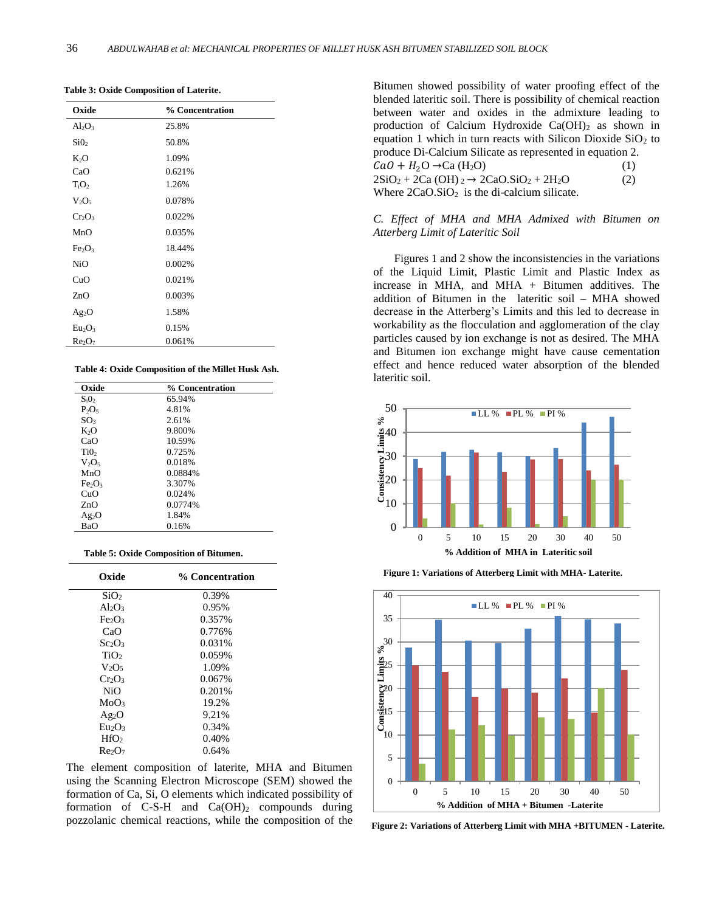**Table 3: Oxide Composition of Laterite.**

| Oxide | % Concentration |
|---|---|
| $Al_2O_3$ | 25.8% |
| $Si0_2$ | 50.8% |
| $K_2O$ | 1.09% |
| CaO | 0.621% |
| $T_iO_2$ | 1.26% |
| $V_2O_5$ | 0.078% |
| $Cr_2O_3$ | 0.022% |
| MnO | 0.035% |
| $Fe_2O_3$ | 18.44% |
| NiO | 0.002% |
| CuO | 0.021% |
| ZnO | 0.003% |
| $Ag_2O$ | 1.58% |
| $Eu_2O_3$ | 0.15% |
| $Re_2O_7$ | 0.061% |

**Table 4: Oxide Composition of the Millet Husk Ash.**

| Oxide | % Concentration |
|---|---|
| $S_i0_2$ | 65.94% |
| $P_2O_5$ | 4.81% |
| $SO_3$ | 2.61% |
| $K_2O$ | 9.800% |
| CaO | 10.59% |
| $Ti0_2$ | 0.725% |
| $V_2O_5$ | 0.018% |
| MnO | 0.0884% |
| $Fe_2O_3$ | 3.307% |
| CuO | 0.024% |
| ZnO | 0.0774% |
| $Ag_2O$ | 1.84% |
| BaO | 0.16% |

**Table 5: Oxide Composition of Bitumen.**

| Oxide | % Concentration |
|---|---|
| $SiO_2$ | 0.39% |
| $Al_2O_3$ | 0.95% |
| $Fe_2O_3$ | 0.357% |
| CaO | 0.776% |
| $Sc_2O_3$ | 0.031% |
| $TiO_2$ | 0.059% |
| $V_2O_5$ | 1.09% |
| $Cr_2O_3$ | 0.067% |
| NiO | 0.201% |
| $MoO_3$ | 19.2% |
| $Ag_2O$ | 9.21% |
| $Eu_2O_3$ | 0.34% |
| $HfO_2$ | 0.40% |
| $Re_2O_7$ | 0.64% |

The element composition of laterite, MHA and Bitumen using the Scanning Electron Microscope (SEM) showed the formation of Ca, Si, O elements which indicated possibility of formation of C-S-H and $Ca(OH)_2$ compounds during pozzolanic chemical reactions, while the composition of the Bitumen showed possibility of water proofing effect of the blended lateritic soil. There is possibility of chemical reaction between water and oxides in the admixture leading to production of Calcium Hydroxide $Ca(OH)_2$ as shown in equation 1 which in turn reacts with Silicon Dioxide $SiO_2$ to produce Di-Calcium Silicate as represented in equation 2.

$$CaO + H_2O \rightarrow Ca\,(H_2O) \quad (1)$$

$$2SiO_2 + 2Ca\,(OH)_2 \rightarrow 2CaO.SiO_2 + 2H_2O \quad (2)$$

Where $2CaO.SiO_2$ is the di-calcium silicate.

### *C. Effect of MHA and MHA Admixed with Bitumen on Atterberg Limit of Lateritic Soil*

Figures 1 and 2 show the inconsistencies in the variations of the Liquid Limit, Plastic Limit and Plastic Index as increase in MHA, and MHA + Bitumen additives. The addition of Bitumen in the lateritic soil – MHA showed decrease in the Atterberg's Limits and this led to decrease in workability as the flocculation and agglomeration of the clay particles caused by ion exchange is not as desired. The MHA and Bitumen ion exchange might have cause cementation effect and hence reduced water absorption of the blended lateritic soil.

**Figure 1: Variations of Atterberg Limit with MHA- Laterite.**

**Figure 2: Variations of Atterberg Limit with MHA +BITUMEN - Laterite.**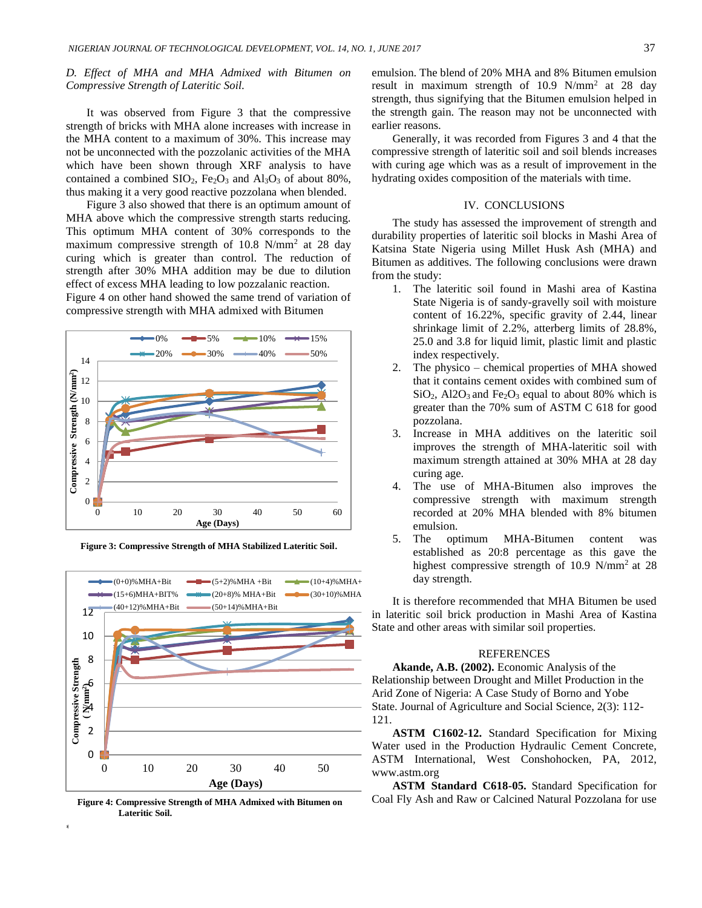*D. Effect of MHA and MHA Admixed with Bitumen on Compressive Strength of Lateritic Soil.*

It was observed from Figure 3 that the compressive strength of bricks with MHA alone increases with increase in the MHA content to a maximum of 30%. This increase may not be unconnected with the pozzolanic activities of the MHA which have been shown through XRF analysis to have contained a combined $SiO_2$, $Fe_2O_3$ and $Al_3O_3$ of about 80%, thus making it a very good reactive pozzolana when blended.

Figure 3 also showed that there is an optimum amount of MHA above which the compressive strength starts reducing. This optimum MHA content of 30% corresponds to the maximum compressive strength of 10.8 N/mm$^2$ at 28 day curing which is greater than control. The reduction of strength after 30% MHA addition may be due to dilution effect of excess MHA leading to low pozzalanic reaction. Figure 4 on other hand showed the same trend of variation of compressive strength with MHA admixed with Bitumen

**Figure 3: Compressive Strength of MHA Stabilized Lateritic Soil.**

**Figure 4: Compressive Strength of MHA Admixed with Bitumen on Lateritic Soil.**

emulsion. The blend of 20% MHA and 8% Bitumen emulsion result in maximum strength of 10.9 N/mm$^2$ at 28 day strength, thus signifying that the Bitumen emulsion helped in the strength gain. The reason may not be unconnected with earlier reasons.

Generally, it was recorded from Figures 3 and 4 that the compressive strength of lateritic soil and soil blends increases with curing age which was as a result of improvement in the hydrating oxides composition of the materials with time.

## IV. CONCLUSIONS

The study has assessed the improvement of strength and durability properties of lateritic soil blocks in Mashi Area of Katsina State Nigeria using Millet Husk Ash (MHA) and Bitumen as additives. The following conclusions were drawn from the study:

1. The lateritic soil found in Mashi area of Kastina State Nigeria is of sandy-gravelly soil with moisture content of 16.22%, specific gravity of 2.44, linear shrinkage limit of 2.2%, atterberg limits of 28.8%, 25.0 and 3.8 for liquid limit, plastic limit and plastic index respectively.
2. The physico – chemical properties of MHA showed that it contains cement oxides with combined sum of $SiO_2$, Al2O3 and $Fe_2O_3$ equal to about 80% which is greater than the 70% sum of ASTM C 618 for good pozzolana.
3. Increase in MHA additives on the lateritic soil improves the strength of MHA-lateritic soil with maximum strength attained at 30% MHA at 28 day curing age.
4. The use of MHA-Bitumen also improves the compressive strength with maximum strength recorded at 20% MHA blended with 8% bitumen emulsion.
5. The optimum MHA-Bitumen content was established as 20:8 percentage as this gave the highest compressive strength of 10.9 N/mm$^2$ at 28 day strength.

It is therefore recommended that MHA Bitumen be used in lateritic soil brick production in Mashi Area of Kastina State and other areas with similar soil properties.

## REFERENCES

**Akande, A.B. (2002).** Economic Analysis of the Relationship between Drought and Millet Production in the Arid Zone of Nigeria: A Case Study of Borno and Yobe State. Journal of Agriculture and Social Science, 2(3): 112-121.

**ASTM C1602-12.** Standard Specification for Mixing Water used in the Production Hydraulic Cement Concrete, ASTM International, West Conshohocken, PA, 2012, www.astm.org

**ASTM Standard C618-05.** Standard Specification for Coal Fly Ash and Raw or Calcined Natural Pozzolana for use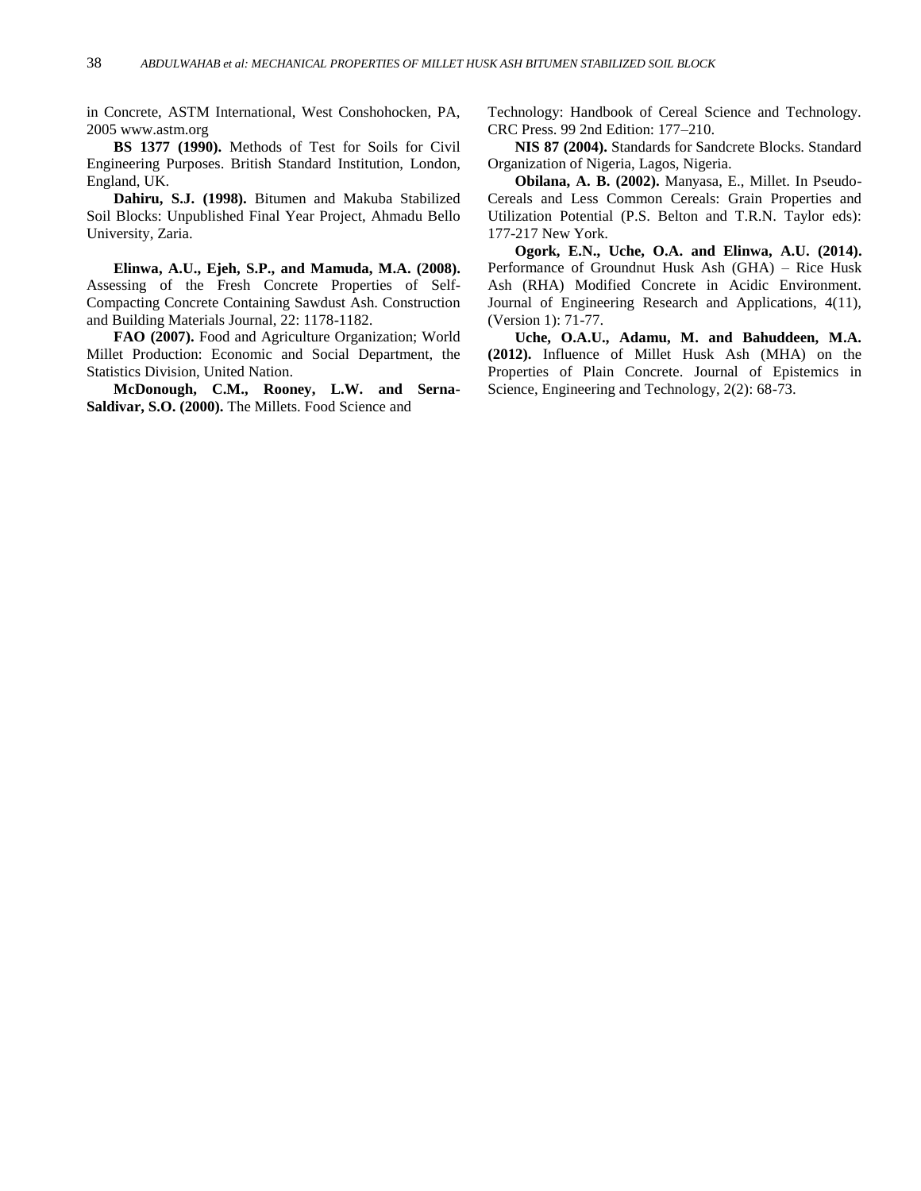in Concrete, ASTM International, West Conshohocken, PA, 2005 www.astm.org

**BS 1377 (1990).** Methods of Test for Soils for Civil Engineering Purposes. British Standard Institution, London, England, UK.

**Dahiru, S.J. (1998).** Bitumen and Makuba Stabilized Soil Blocks: Unpublished Final Year Project, Ahmadu Bello University, Zaria.

**Elinwa, A.U., Ejeh, S.P., and Mamuda, M.A. (2008).** Assessing of the Fresh Concrete Properties of Self-Compacting Concrete Containing Sawdust Ash. Construction and Building Materials Journal, 22: 1178-1182.

**FAO (2007).** Food and Agriculture Organization; World Millet Production: Economic and Social Department, the Statistics Division, United Nation.

**McDonough, C.M., Rooney, L.W. and Serna-Saldivar, S.O. (2000).** The Millets. Food Science and Technology: Handbook of Cereal Science and Technology. CRC Press. 99 2nd Edition: 177–210.

**NIS 87 (2004).** Standards for Sandcrete Blocks. Standard Organization of Nigeria, Lagos, Nigeria.

**Obilana, A. B. (2002).** Manyasa, E., Millet. In Pseudo-Cereals and Less Common Cereals: Grain Properties and Utilization Potential (P.S. Belton and T.R.N. Taylor eds): 177-217 New York.

**Ogork, E.N., Uche, O.A. and Elinwa, A.U. (2014).** Performance of Groundnut Husk Ash (GHA) – Rice Husk Ash (RHA) Modified Concrete in Acidic Environment. Journal of Engineering Research and Applications, 4(11), (Version 1): 71-77.

**Uche, O.A.U., Adamu, M. and Bahuddeen, M.A. (2012).** Influence of Millet Husk Ash (MHA) on the Properties of Plain Concrete. Journal of Epistemics in Science, Engineering and Technology, 2(2): 68-73.